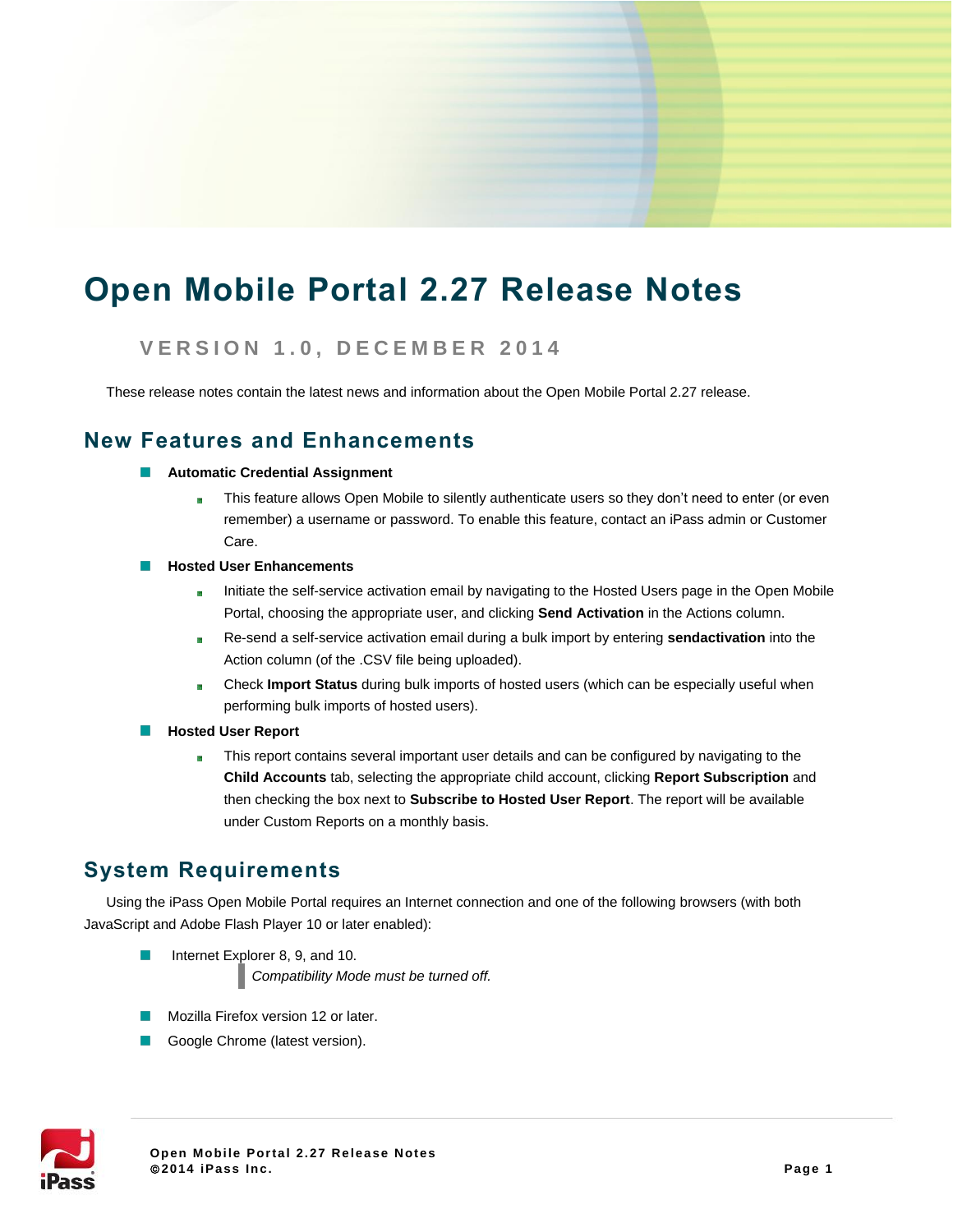# Open Mobile Portal 2.27 Release Notes

### VERSION 1.0, DECEMBER 2014

These release notes contain the latest news and information about the Open Mobile Portal 2.27 release.

## New Features and Enhancements

- **Automatic Credential Assignment**
  - This feature allows Open Mobile to silently authenticate users so they don't need to enter (or even remember) a username or password. To enable this feature, contact an iPass admin or Customer Care.
- **Hosted User Enhancements**
  - Initiate the self-service activation email by navigating to the Hosted Users page in the Open Mobile Portal, choosing the appropriate user, and clicking **Send Activation** in the Actions column.
  - Re-send a self-service activation email during a bulk import by entering **sendactivation** into the Action column (of the .CSV file being uploaded).
  - Check **Import Status** during bulk imports of hosted users (which can be especially useful when performing bulk imports of hosted users).
- **Hosted User Report**
  - This report contains several important user details and can be configured by navigating to the **Child Accounts** tab, selecting the appropriate child account, clicking **Report Subscription** and then checking the box next to **Subscribe to Hosted User Report**. The report will be available under Custom Reports on a monthly basis.

## System Requirements

Using the iPass Open Mobile Portal requires an Internet connection and one of the following browsers (with both JavaScript and Adobe Flash Player 10 or later enabled):

- Internet Explorer 8, 9, and 10.

  > *Compatibility Mode must be turned off.*

- Mozilla Firefox version 12 or later.
- Google Chrome (latest version).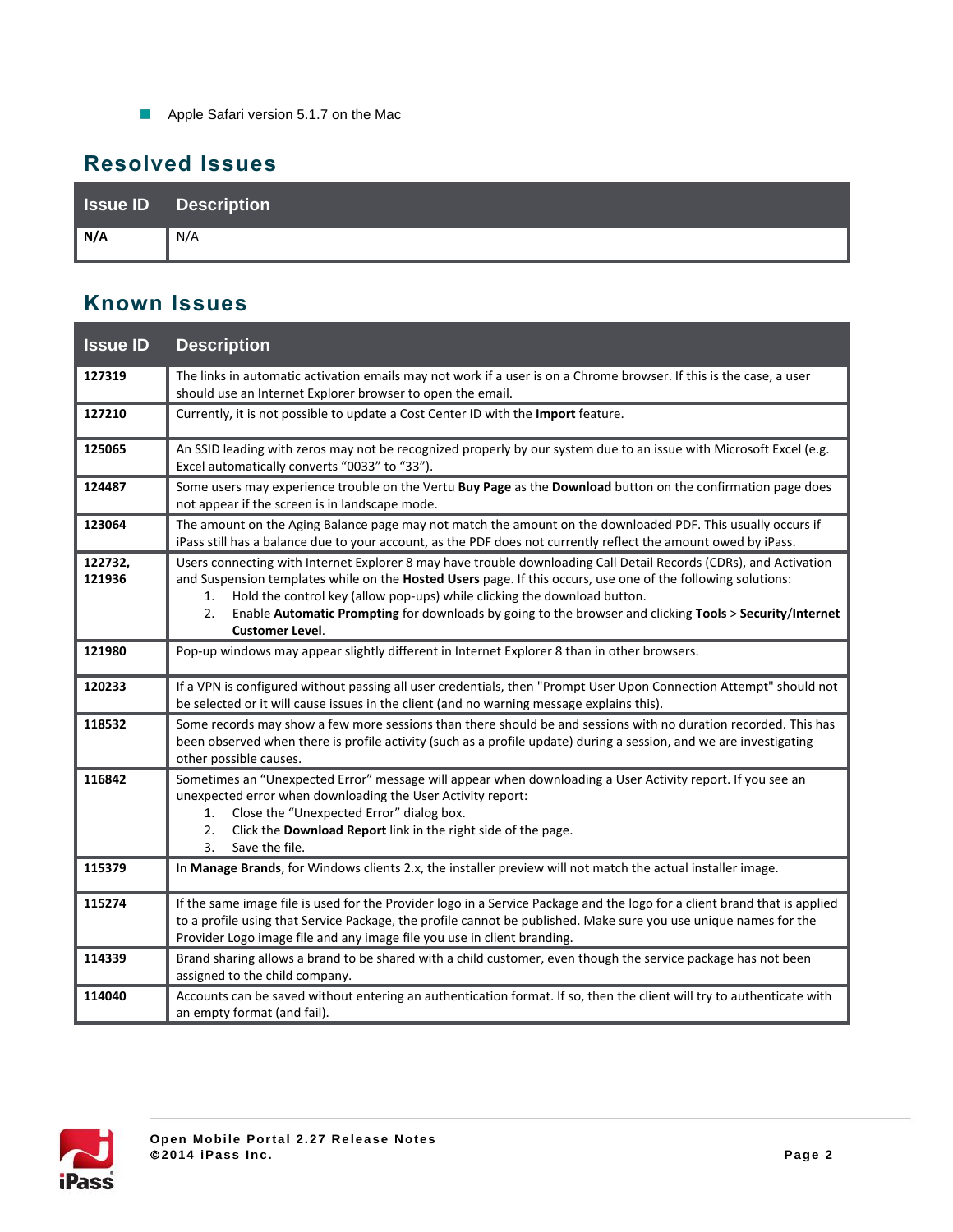- Apple Safari version 5.1.7 on the Mac

## Resolved Issues

| Issue ID | Description |
| --- | --- |
| **N/A** | N/A |

## Known Issues

| Issue ID | Description |
| --- | --- |
| **127319** | The links in automatic activation emails may not work if a user is on a Chrome browser. If this is the case, a user should use an Internet Explorer browser to open the email. |
| **127210** | Currently, it is not possible to update a Cost Center ID with the **Import** feature. |
| **125065** | An SSID leading with zeros may not be recognized properly by our system due to an issue with Microsoft Excel (e.g. Excel automatically converts "0033" to "33"). |
| **124487** | Some users may experience trouble on the Vertu **Buy Page** as the **Download** button on the confirmation page does not appear if the screen is in landscape mode. |
| **123064** | The amount on the Aging Balance page may not match the amount on the downloaded PDF. This usually occurs if iPass still has a balance due to your account, as the PDF does not currently reflect the amount owed by iPass. |
| **122732, 121936** | Users connecting with Internet Explorer 8 may have trouble downloading Call Detail Records (CDRs), and Activation and Suspension templates while on the **Hosted Users** page. If this occurs, use one of the following solutions: 1. Hold the control key (allow pop-ups) while clicking the download button. 2. Enable **Automatic Prompting** for downloads by going to the browser and clicking **Tools** > **Security**/**Internet Customer Level**. |
| **121980** | Pop-up windows may appear slightly different in Internet Explorer 8 than in other browsers. |
| **120233** | If a VPN is configured without passing all user credentials, then "Prompt User Upon Connection Attempt" should not be selected or it will cause issues in the client (and no warning message explains this). |
| **118532** | Some records may show a few more sessions than there should be and sessions with no duration recorded. This has been observed when there is profile activity (such as a profile update) during a session, and we are investigating other possible causes. |
| **116842** | Sometimes an "Unexpected Error" message will appear when downloading a User Activity report. If you see an unexpected error when downloading the User Activity report: 1. Close the "Unexpected Error" dialog box. 2. Click the **Download Report** link in the right side of the page. 3. Save the file. |
| **115379** | In **Manage Brands**, for Windows clients 2.x, the installer preview will not match the actual installer image. |
| **115274** | If the same image file is used for the Provider logo in a Service Package and the logo for a client brand that is applied to a profile using that Service Package, the profile cannot be published. Make sure you use unique names for the Provider Logo image file and any image file you use in client branding. |
| **114339** | Brand sharing allows a brand to be shared with a child customer, even though the service package has not been assigned to the child company. |
| **114040** | Accounts can be saved without entering an authentication format. If so, then the client will try to authenticate with an empty format (and fail). |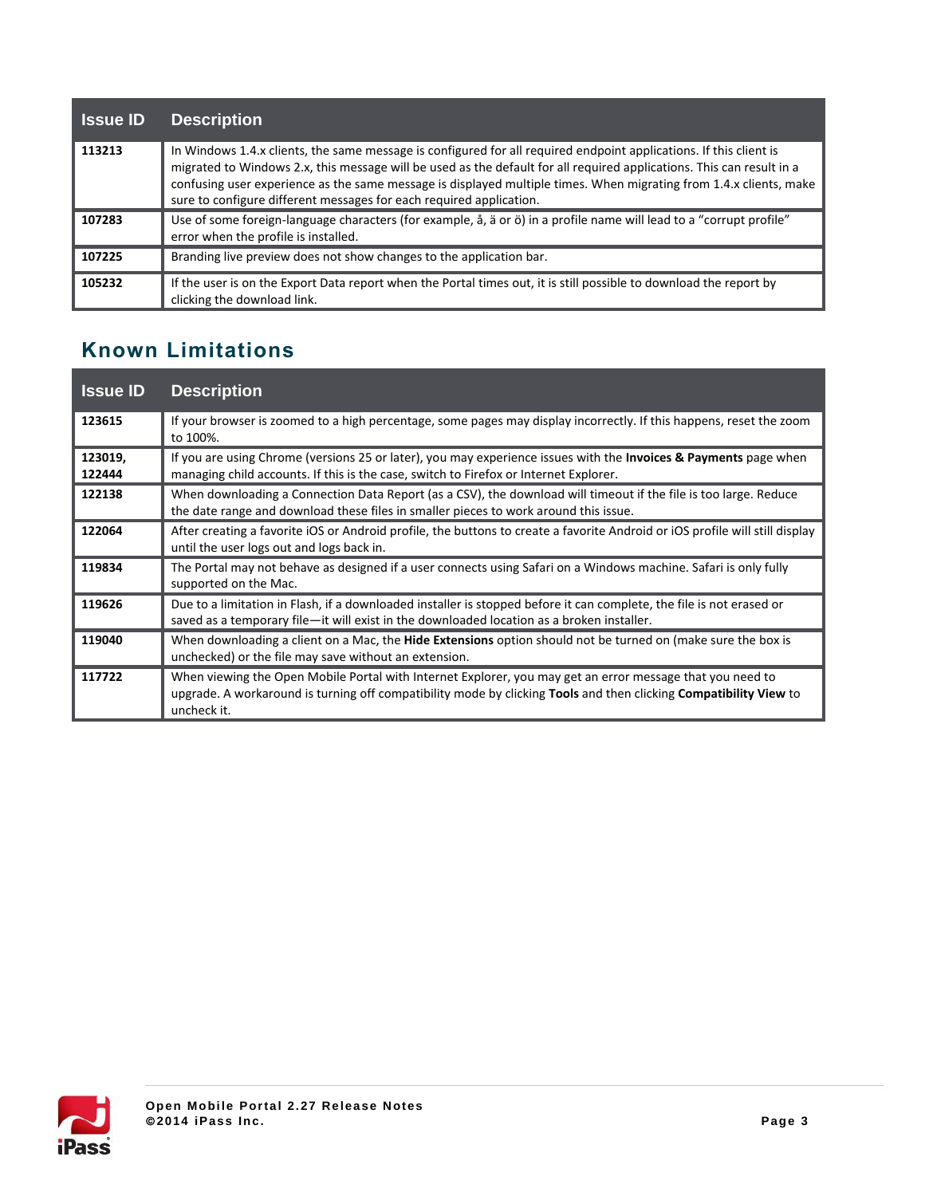| Issue ID | Description |
|---|---|
| 113213 | In Windows 1.4.x clients, the same message is configured for all required endpoint applications. If this client is migrated to Windows 2.x, this message will be used as the default for all required applications. This can result in a confusing user experience as the same message is displayed multiple times. When migrating from 1.4.x clients, make sure to configure different messages for each required application. |
| 107283 | Use of some foreign-language characters (for example, å, ä or ö) in a profile name will lead to a “corrupt profile” error when the profile is installed. |
| 107225 | Branding live preview does not show changes to the application bar. |
| 105232 | If the user is on the Export Data report when the Portal times out, it is still possible to download the report by clicking the download link. |

## Known Limitations

| Issue ID | Description |
|---|---|
| 123615 | If your browser is zoomed to a high percentage, some pages may display incorrectly. If this happens, reset the zoom to 100%. |
| 123019, 122444 | If you are using Chrome (versions 25 or later), you may experience issues with the **Invoices & Payments** page when managing child accounts. If this is the case, switch to Firefox or Internet Explorer. |
| 122138 | When downloading a Connection Data Report (as a CSV), the download will timeout if the file is too large. Reduce the date range and download these files in smaller pieces to work around this issue. |
| 122064 | After creating a favorite iOS or Android profile, the buttons to create a favorite Android or iOS profile will still display until the user logs out and logs back in. |
| 119834 | The Portal may not behave as designed if a user connects using Safari on a Windows machine. Safari is only fully supported on the Mac. |
| 119626 | Due to a limitation in Flash, if a downloaded installer is stopped before it can complete, the file is not erased or saved as a temporary file—it will exist in the downloaded location as a broken installer. |
| 119040 | When downloading a client on a Mac, the **Hide Extensions** option should not be turned on (make sure the box is unchecked) or the file may save without an extension. |
| 117722 | When viewing the Open Mobile Portal with Internet Explorer, you may get an error message that you need to upgrade. A workaround is turning off compatibility mode by clicking **Tools** and then clicking **Compatibility View** to uncheck it. |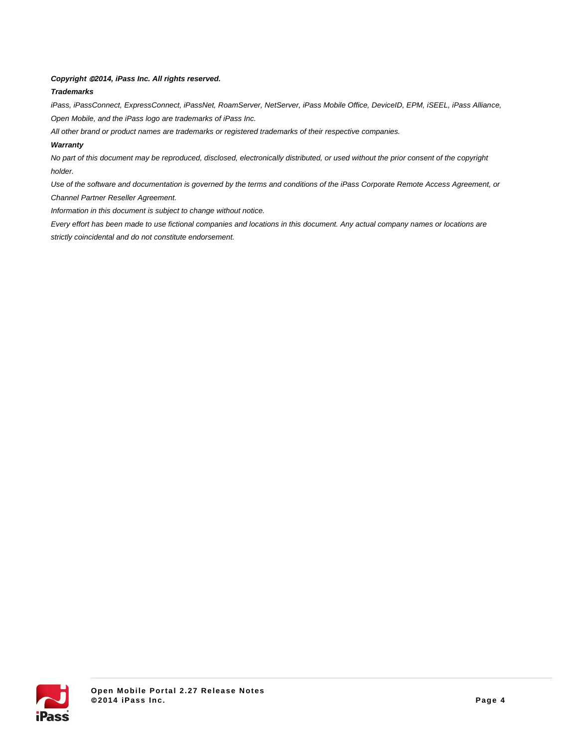***Copyright ©2014, iPass Inc. All rights reserved.***

***Trademarks***

*iPass, iPassConnect, ExpressConnect, iPassNet, RoamServer, NetServer, iPass Mobile Office, DeviceID, EPM, iSEEL, iPass Alliance, Open Mobile, and the iPass logo are trademarks of iPass Inc.*

*All other brand or product names are trademarks or registered trademarks of their respective companies.*

***Warranty***

*No part of this document may be reproduced, disclosed, electronically distributed, or used without the prior consent of the copyright holder.*

*Use of the software and documentation is governed by the terms and conditions of the iPass Corporate Remote Access Agreement, or Channel Partner Reseller Agreement.*

*Information in this document is subject to change without notice.*

*Every effort has been made to use fictional companies and locations in this document. Any actual company names or locations are strictly coincidental and do not constitute endorsement.*